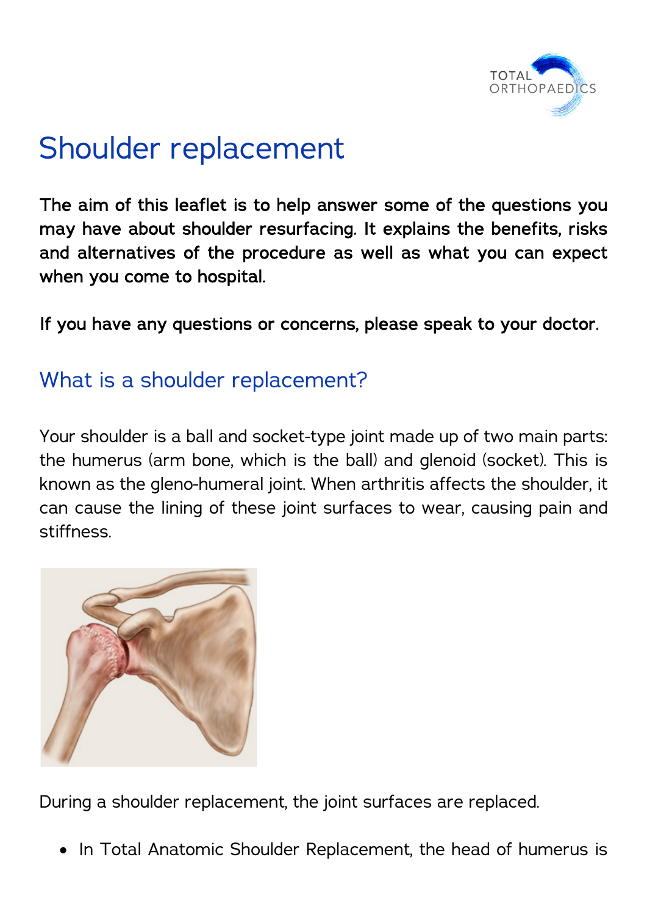# Shoulder replacement

**The aim of this leaflet is to help answer some of the questions you may have about shoulder resurfacing. It explains the benefits, risks and alternatives of the procedure as well as what you can expect when you come to hospital.**

**If you have any questions or concerns, please speak to your doctor.**

## What is a shoulder replacement?

Your shoulder is a ball and socket-type joint made up of two main parts: the humerus (arm bone, which is the ball) and glenoid (socket). This is known as the gleno-humeral joint. When arthritis affects the shoulder, it can cause the lining of these joint surfaces to wear, causing pain and stiffness.

During a shoulder replacement, the joint surfaces are replaced.

- In Total Anatomic Shoulder Replacement, the head of humerus is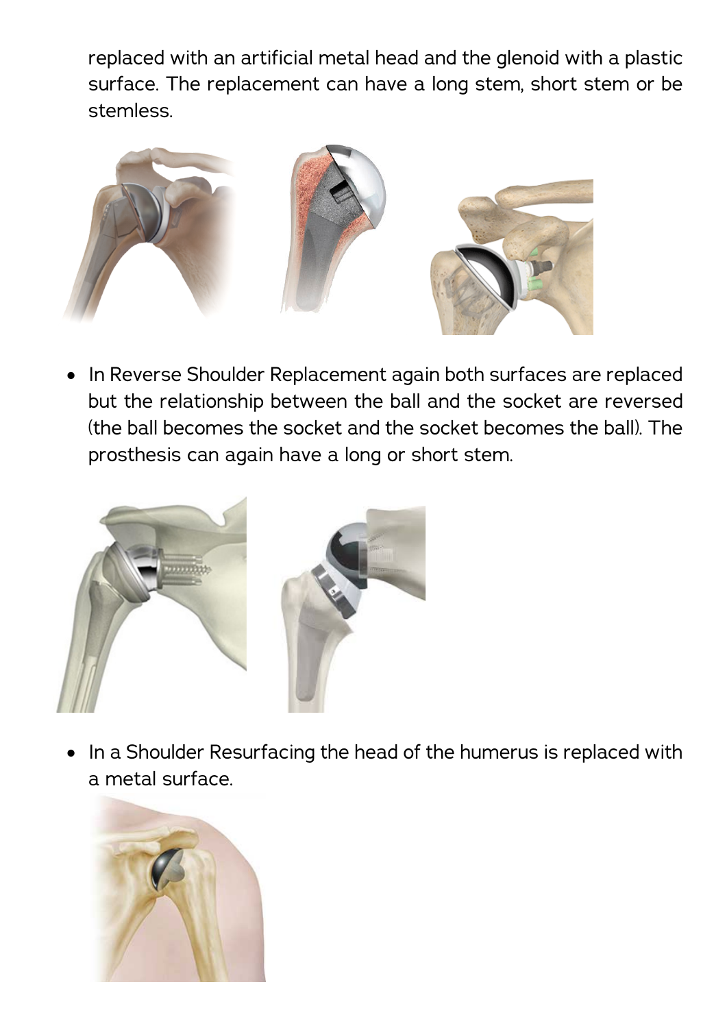replaced with an artificial metal head and the glenoid with a plastic surface. The replacement can have a long stem, short stem or be stemless.

- In Reverse Shoulder Replacement again both surfaces are replaced but the relationship between the ball and the socket are reversed (the ball becomes the socket and the socket becomes the ball). The prosthesis can again have a long or short stem.

- In a Shoulder Resurfacing the head of the humerus is replaced with a metal surface.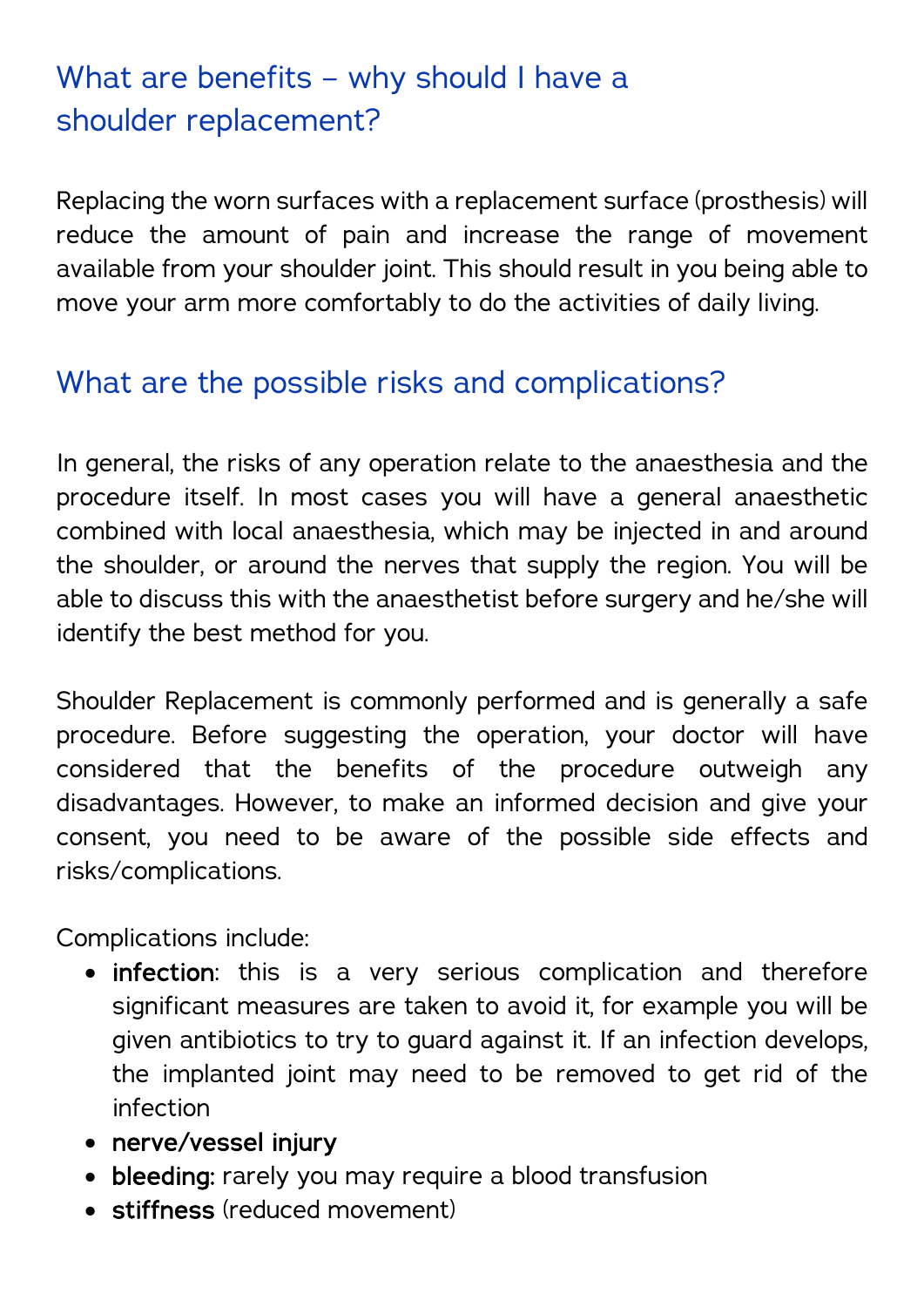## What are benefits – why should I have a shoulder replacement?

Replacing the worn surfaces with a replacement surface (prosthesis) will reduce the amount of pain and increase the range of movement available from your shoulder joint. This should result in you being able to move your arm more comfortably to do the activities of daily living.

## What are the possible risks and complications?

In general, the risks of any operation relate to the anaesthesia and the procedure itself. In most cases you will have a general anaesthetic combined with local anaesthesia, which may be injected in and around the shoulder, or around the nerves that supply the region. You will be able to discuss this with the anaesthetist before surgery and he/she will identify the best method for you.

Shoulder Replacement is commonly performed and is generally a safe procedure. Before suggesting the operation, your doctor will have considered that the benefits of the procedure outweigh any disadvantages. However, to make an informed decision and give your consent, you need to be aware of the possible side effects and risks/complications.

Complications include:

- **infection**: this is a very serious complication and therefore significant measures are taken to avoid it, for example you will be given antibiotics to try to guard against it. If an infection develops, the implanted joint may need to be removed to get rid of the infection
- **nerve/vessel injury**
- **bleeding:** rarely you may require a blood transfusion
- **stiffness** (reduced movement)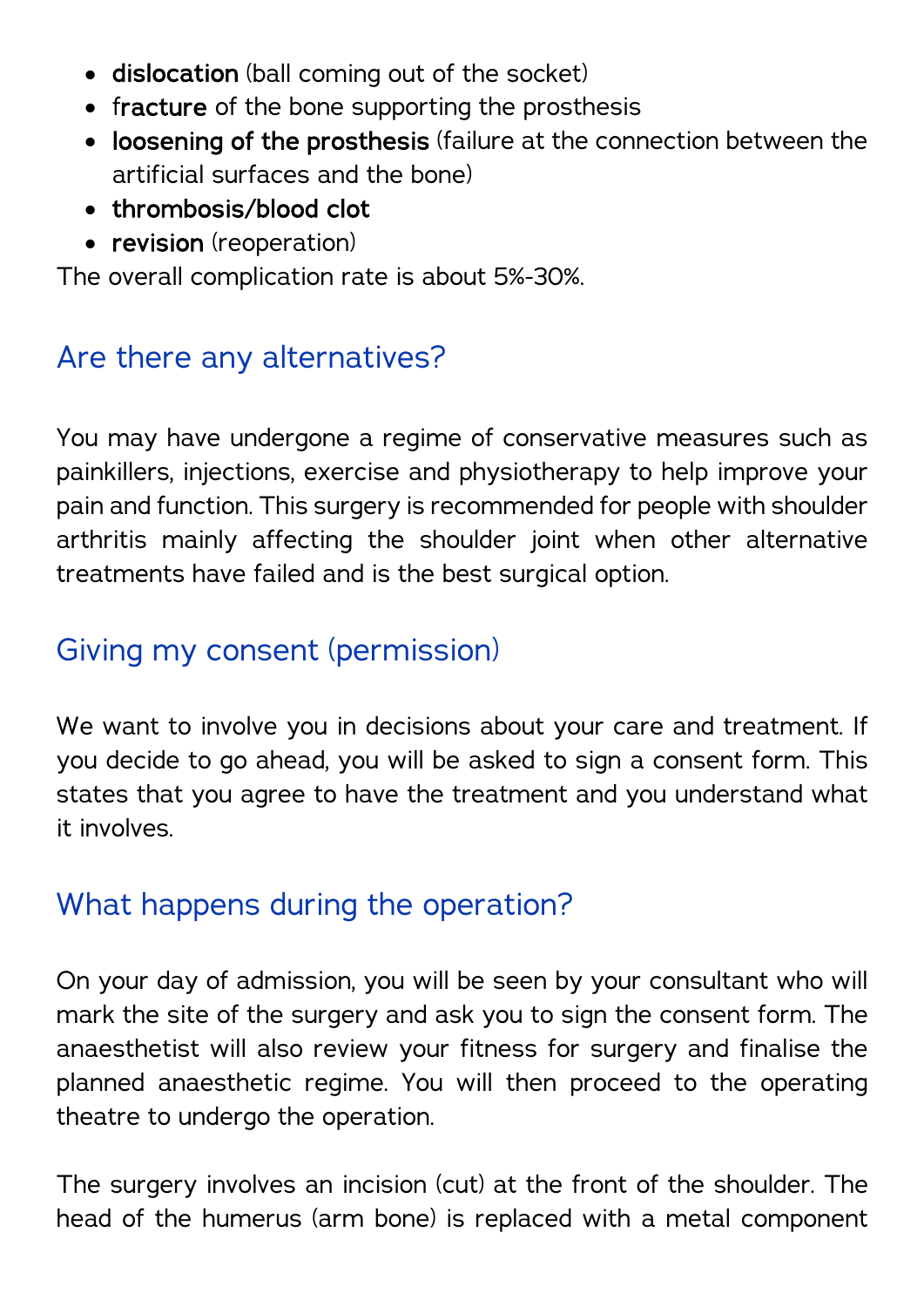- **dislocation** (ball coming out of the socket)
- **fracture** of the bone supporting the prosthesis
- **loosening of the prosthesis** (failure at the connection between the artificial surfaces and the bone)
- **thrombosis/blood clot**
- **revision** (reoperation)

The overall complication rate is about 5%-30%.

## Are there any alternatives?

You may have undergone a regime of conservative measures such as painkillers, injections, exercise and physiotherapy to help improve your pain and function. This surgery is recommended for people with shoulder arthritis mainly affecting the shoulder joint when other alternative treatments have failed and is the best surgical option.

## Giving my consent (permission)

We want to involve you in decisions about your care and treatment. If you decide to go ahead, you will be asked to sign a consent form. This states that you agree to have the treatment and you understand what it involves.

## What happens during the operation?

On your day of admission, you will be seen by your consultant who will mark the site of the surgery and ask you to sign the consent form. The anaesthetist will also review your fitness for surgery and finalise the planned anaesthetic regime. You will then proceed to the operating theatre to undergo the operation.

The surgery involves an incision (cut) at the front of the shoulder. The head of the humerus (arm bone) is replaced with a metal component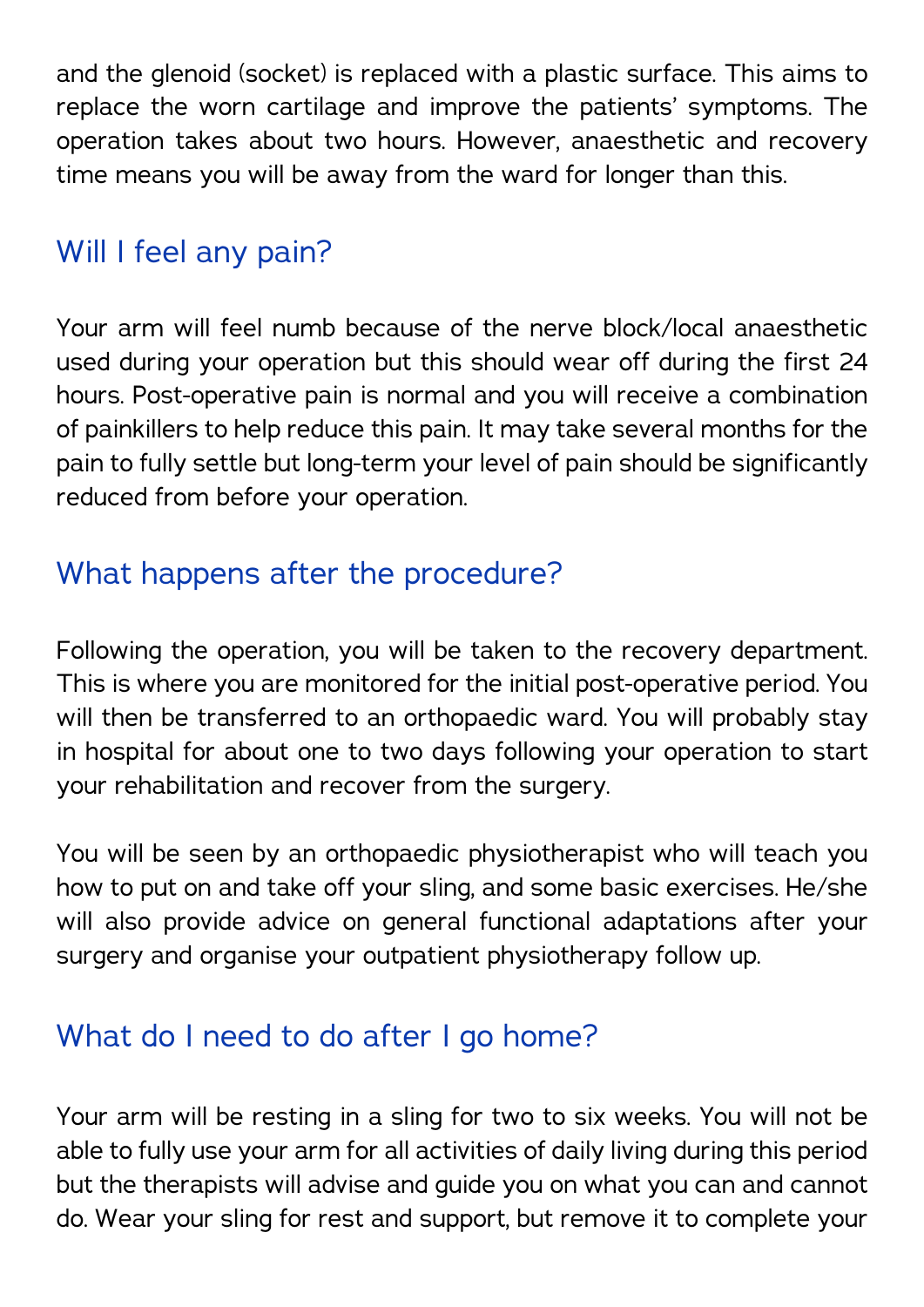and the glenoid (socket) is replaced with a plastic surface. This aims to replace the worn cartilage and improve the patients' symptoms. The operation takes about two hours. However, anaesthetic and recovery time means you will be away from the ward for longer than this.

## Will I feel any pain?

Your arm will feel numb because of the nerve block/local anaesthetic used during your operation but this should wear off during the first 24 hours. Post-operative pain is normal and you will receive a combination of painkillers to help reduce this pain. It may take several months for the pain to fully settle but long-term your level of pain should be significantly reduced from before your operation.

## What happens after the procedure?

Following the operation, you will be taken to the recovery department. This is where you are monitored for the initial post-operative period. You will then be transferred to an orthopaedic ward. You will probably stay in hospital for about one to two days following your operation to start your rehabilitation and recover from the surgery.

You will be seen by an orthopaedic physiotherapist who will teach you how to put on and take off your sling, and some basic exercises. He/she will also provide advice on general functional adaptations after your surgery and organise your outpatient physiotherapy follow up.

## What do I need to do after I go home?

Your arm will be resting in a sling for two to six weeks. You will not be able to fully use your arm for all activities of daily living during this period but the therapists will advise and guide you on what you can and cannot do. Wear your sling for rest and support, but remove it to complete your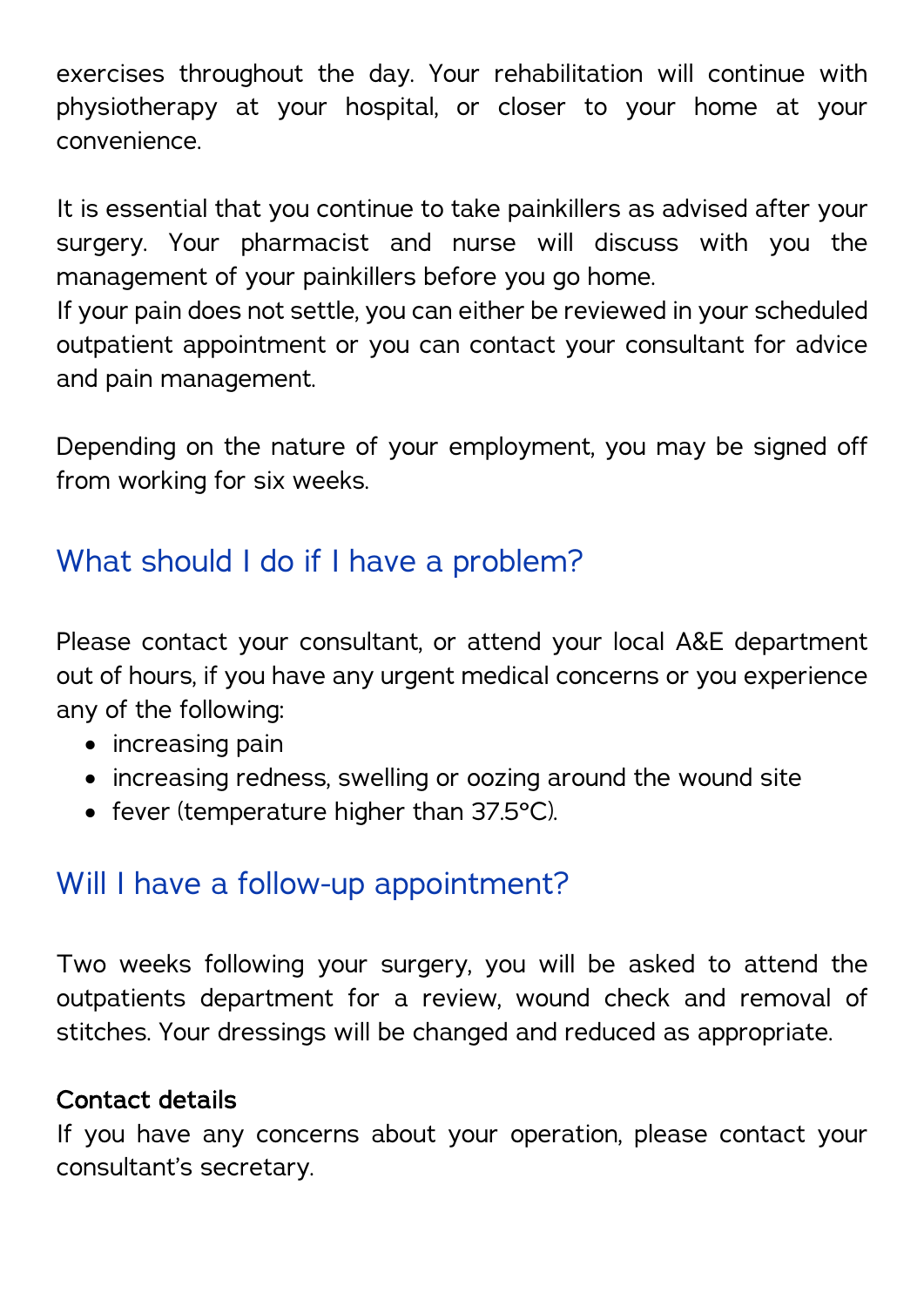exercises throughout the day. Your rehabilitation will continue with physiotherapy at your hospital, or closer to your home at your convenience.

It is essential that you continue to take painkillers as advised after your surgery. Your pharmacist and nurse will discuss with you the management of your painkillers before you go home.
If your pain does not settle, you can either be reviewed in your scheduled outpatient appointment or you can contact your consultant for advice and pain management.

Depending on the nature of your employment, you may be signed off from working for six weeks.

## What should I do if I have a problem?

Please contact your consultant, or attend your local A&E department out of hours, if you have any urgent medical concerns or you experience any of the following:

- increasing pain
- increasing redness, swelling or oozing around the wound site
- fever (temperature higher than 37.5°C).

## Will I have a follow-up appointment?

Two weeks following your surgery, you will be asked to attend the outpatients department for a review, wound check and removal of stitches. Your dressings will be changed and reduced as appropriate.

**Contact details**
If you have any concerns about your operation, please contact your consultant's secretary.